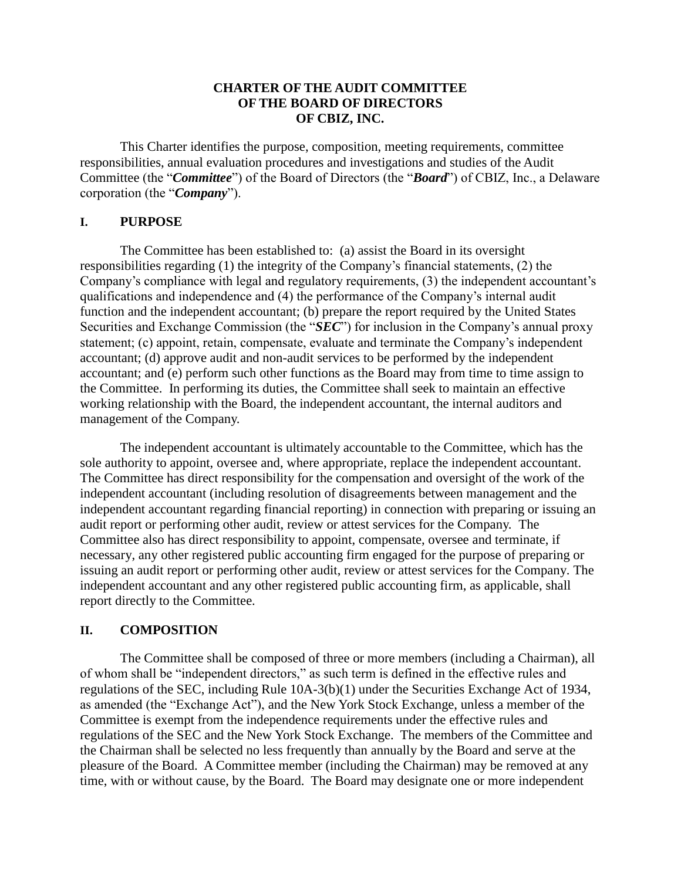# CHARTER OF THE AUDIT COMMITTEE OF THE BOARD OF DIRECTORS OF CBIZ, INC.

This Charter identifies the purpose, composition, meeting requirements, committee responsibilities, annual evaluation procedures and investigations and studies of the Audit Committee (the "***Committee***") of the Board of Directors (the "***Board***") of CBIZ, Inc., a Delaware corporation (the "***Company***").

## I. PURPOSE

The Committee has been established to: (a) assist the Board in its oversight responsibilities regarding (1) the integrity of the Company's financial statements, (2) the Company's compliance with legal and regulatory requirements, (3) the independent accountant's qualifications and independence and (4) the performance of the Company's internal audit function and the independent accountant; (b) prepare the report required by the United States Securities and Exchange Commission (the "***SEC***") for inclusion in the Company's annual proxy statement; (c) appoint, retain, compensate, evaluate and terminate the Company's independent accountant; (d) approve audit and non-audit services to be performed by the independent accountant; and (e) perform such other functions as the Board may from time to time assign to the Committee. In performing its duties, the Committee shall seek to maintain an effective working relationship with the Board, the independent accountant, the internal auditors and management of the Company.

The independent accountant is ultimately accountable to the Committee, which has the sole authority to appoint, oversee and, where appropriate, replace the independent accountant. The Committee has direct responsibility for the compensation and oversight of the work of the independent accountant (including resolution of disagreements between management and the independent accountant regarding financial reporting) in connection with preparing or issuing an audit report or performing other audit, review or attest services for the Company. The Committee also has direct responsibility to appoint, compensate, oversee and terminate, if necessary, any other registered public accounting firm engaged for the purpose of preparing or issuing an audit report or performing other audit, review or attest services for the Company. The independent accountant and any other registered public accounting firm, as applicable, shall report directly to the Committee.

## II. COMPOSITION

The Committee shall be composed of three or more members (including a Chairman), all of whom shall be "independent directors," as such term is defined in the effective rules and regulations of the SEC, including Rule 10A-3(b)(1) under the Securities Exchange Act of 1934, as amended (the "Exchange Act"), and the New York Stock Exchange, unless a member of the Committee is exempt from the independence requirements under the effective rules and regulations of the SEC and the New York Stock Exchange. The members of the Committee and the Chairman shall be selected no less frequently than annually by the Board and serve at the pleasure of the Board. A Committee member (including the Chairman) may be removed at any time, with or without cause, by the Board. The Board may designate one or more independent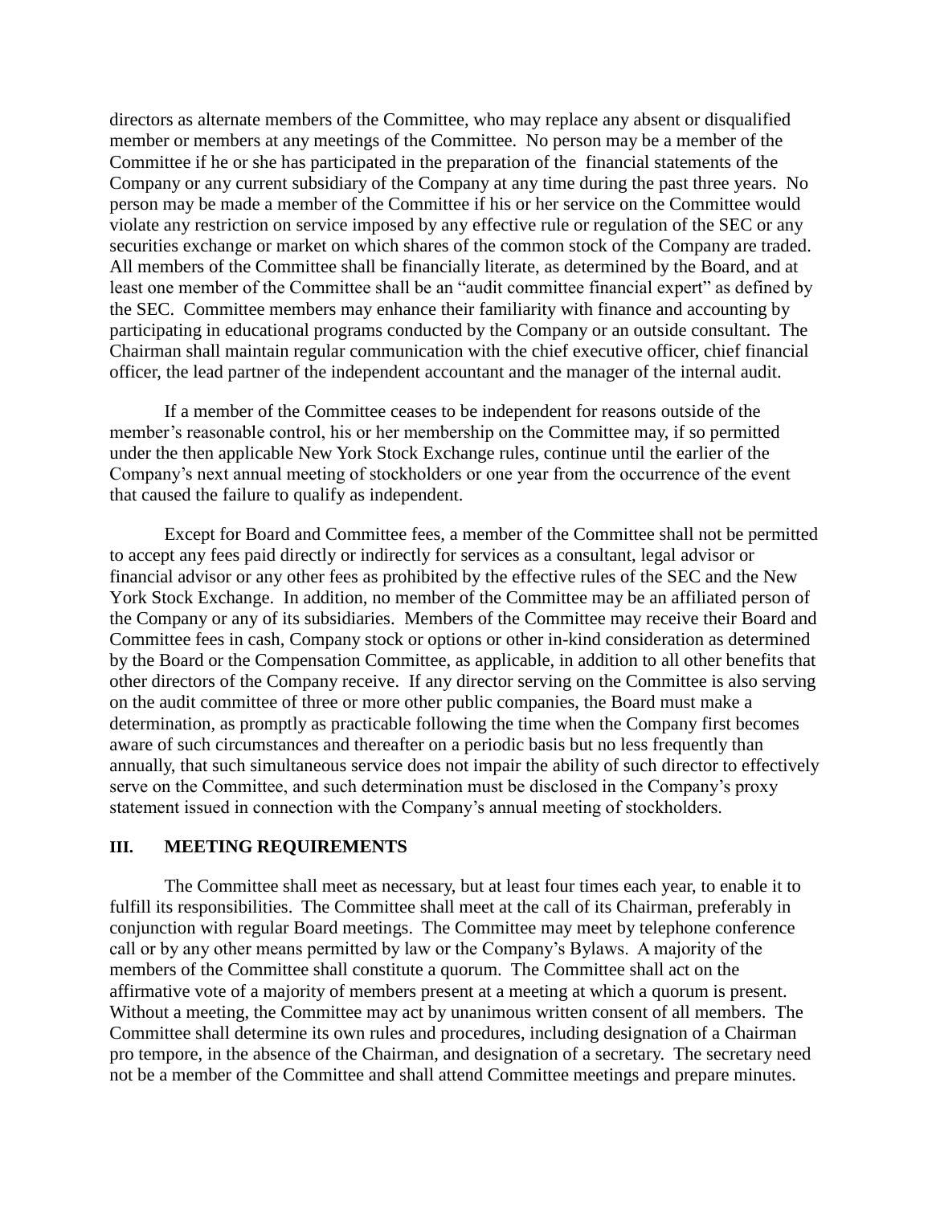directors as alternate members of the Committee, who may replace any absent or disqualified member or members at any meetings of the Committee. No person may be a member of the Committee if he or she has participated in the preparation of the financial statements of the Company or any current subsidiary of the Company at any time during the past three years. No person may be made a member of the Committee if his or her service on the Committee would violate any restriction on service imposed by any effective rule or regulation of the SEC or any securities exchange or market on which shares of the common stock of the Company are traded. All members of the Committee shall be financially literate, as determined by the Board, and at least one member of the Committee shall be an "audit committee financial expert" as defined by the SEC. Committee members may enhance their familiarity with finance and accounting by participating in educational programs conducted by the Company or an outside consultant. The Chairman shall maintain regular communication with the chief executive officer, chief financial officer, the lead partner of the independent accountant and the manager of the internal audit.

If a member of the Committee ceases to be independent for reasons outside of the member's reasonable control, his or her membership on the Committee may, if so permitted under the then applicable New York Stock Exchange rules, continue until the earlier of the Company's next annual meeting of stockholders or one year from the occurrence of the event that caused the failure to qualify as independent.

Except for Board and Committee fees, a member of the Committee shall not be permitted to accept any fees paid directly or indirectly for services as a consultant, legal advisor or financial advisor or any other fees as prohibited by the effective rules of the SEC and the New York Stock Exchange. In addition, no member of the Committee may be an affiliated person of the Company or any of its subsidiaries. Members of the Committee may receive their Board and Committee fees in cash, Company stock or options or other in-kind consideration as determined by the Board or the Compensation Committee, as applicable, in addition to all other benefits that other directors of the Company receive. If any director serving on the Committee is also serving on the audit committee of three or more other public companies, the Board must make a determination, as promptly as practicable following the time when the Company first becomes aware of such circumstances and thereafter on a periodic basis but no less frequently than annually, that such simultaneous service does not impair the ability of such director to effectively serve on the Committee, and such determination must be disclosed in the Company's proxy statement issued in connection with the Company's annual meeting of stockholders.

## III. MEETING REQUIREMENTS

The Committee shall meet as necessary, but at least four times each year, to enable it to fulfill its responsibilities. The Committee shall meet at the call of its Chairman, preferably in conjunction with regular Board meetings. The Committee may meet by telephone conference call or by any other means permitted by law or the Company's Bylaws. A majority of the members of the Committee shall constitute a quorum. The Committee shall act on the affirmative vote of a majority of members present at a meeting at which a quorum is present. Without a meeting, the Committee may act by unanimous written consent of all members. The Committee shall determine its own rules and procedures, including designation of a Chairman pro tempore, in the absence of the Chairman, and designation of a secretary. The secretary need not be a member of the Committee and shall attend Committee meetings and prepare minutes.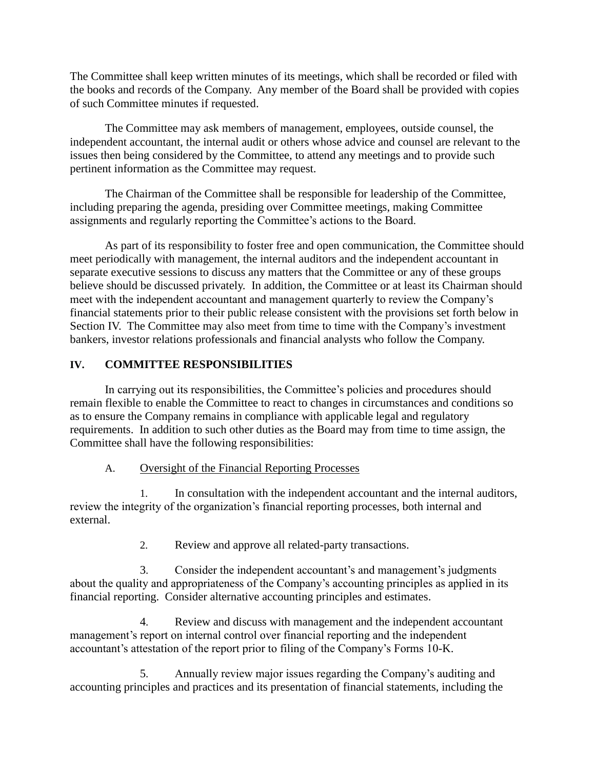The Committee shall keep written minutes of its meetings, which shall be recorded or filed with the books and records of the Company. Any member of the Board shall be provided with copies of such Committee minutes if requested.

The Committee may ask members of management, employees, outside counsel, the independent accountant, the internal audit or others whose advice and counsel are relevant to the issues then being considered by the Committee, to attend any meetings and to provide such pertinent information as the Committee may request.

The Chairman of the Committee shall be responsible for leadership of the Committee, including preparing the agenda, presiding over Committee meetings, making Committee assignments and regularly reporting the Committee's actions to the Board.

As part of its responsibility to foster free and open communication, the Committee should meet periodically with management, the internal auditors and the independent accountant in separate executive sessions to discuss any matters that the Committee or any of these groups believe should be discussed privately. In addition, the Committee or at least its Chairman should meet with the independent accountant and management quarterly to review the Company's financial statements prior to their public release consistent with the provisions set forth below in Section IV. The Committee may also meet from time to time with the Company's investment bankers, investor relations professionals and financial analysts who follow the Company.

## IV. COMMITTEE RESPONSIBILITIES

In carrying out its responsibilities, the Committee's policies and procedures should remain flexible to enable the Committee to react to changes in circumstances and conditions so as to ensure the Company remains in compliance with applicable legal and regulatory requirements. In addition to such other duties as the Board may from time to time assign, the Committee shall have the following responsibilities:

### A. Oversight of the Financial Reporting Processes

1. In consultation with the independent accountant and the internal auditors, review the integrity of the organization's financial reporting processes, both internal and external.

2. Review and approve all related-party transactions.

3. Consider the independent accountant's and management's judgments about the quality and appropriateness of the Company's accounting principles as applied in its financial reporting. Consider alternative accounting principles and estimates.

4. Review and discuss with management and the independent accountant management's report on internal control over financial reporting and the independent accountant's attestation of the report prior to filing of the Company's Forms 10-K.

5. Annually review major issues regarding the Company's auditing and accounting principles and practices and its presentation of financial statements, including the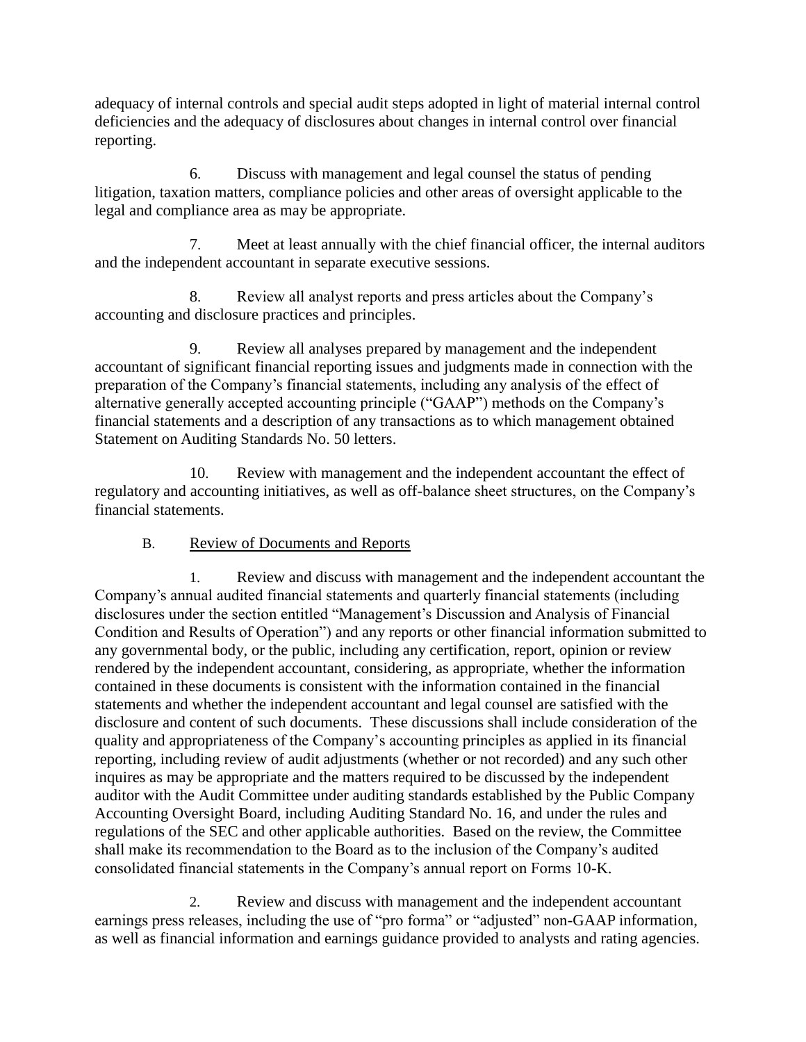adequacy of internal controls and special audit steps adopted in light of material internal control deficiencies and the adequacy of disclosures about changes in internal control over financial reporting.

6. Discuss with management and legal counsel the status of pending litigation, taxation matters, compliance policies and other areas of oversight applicable to the legal and compliance area as may be appropriate.

7. Meet at least annually with the chief financial officer, the internal auditors and the independent accountant in separate executive sessions.

8. Review all analyst reports and press articles about the Company's accounting and disclosure practices and principles.

9. Review all analyses prepared by management and the independent accountant of significant financial reporting issues and judgments made in connection with the preparation of the Company's financial statements, including any analysis of the effect of alternative generally accepted accounting principle ("GAAP") methods on the Company's financial statements and a description of any transactions as to which management obtained Statement on Auditing Standards No. 50 letters.

10. Review with management and the independent accountant the effect of regulatory and accounting initiatives, as well as off-balance sheet structures, on the Company's financial statements.

B. Review of Documents and Reports

1. Review and discuss with management and the independent accountant the Company's annual audited financial statements and quarterly financial statements (including disclosures under the section entitled "Management's Discussion and Analysis of Financial Condition and Results of Operation") and any reports or other financial information submitted to any governmental body, or the public, including any certification, report, opinion or review rendered by the independent accountant, considering, as appropriate, whether the information contained in these documents is consistent with the information contained in the financial statements and whether the independent accountant and legal counsel are satisfied with the disclosure and content of such documents. These discussions shall include consideration of the quality and appropriateness of the Company's accounting principles as applied in its financial reporting, including review of audit adjustments (whether or not recorded) and any such other inquires as may be appropriate and the matters required to be discussed by the independent auditor with the Audit Committee under auditing standards established by the Public Company Accounting Oversight Board, including Auditing Standard No. 16, and under the rules and regulations of the SEC and other applicable authorities. Based on the review, the Committee shall make its recommendation to the Board as to the inclusion of the Company's audited consolidated financial statements in the Company's annual report on Forms 10-K.

2. Review and discuss with management and the independent accountant earnings press releases, including the use of "pro forma" or "adjusted" non-GAAP information, as well as financial information and earnings guidance provided to analysts and rating agencies.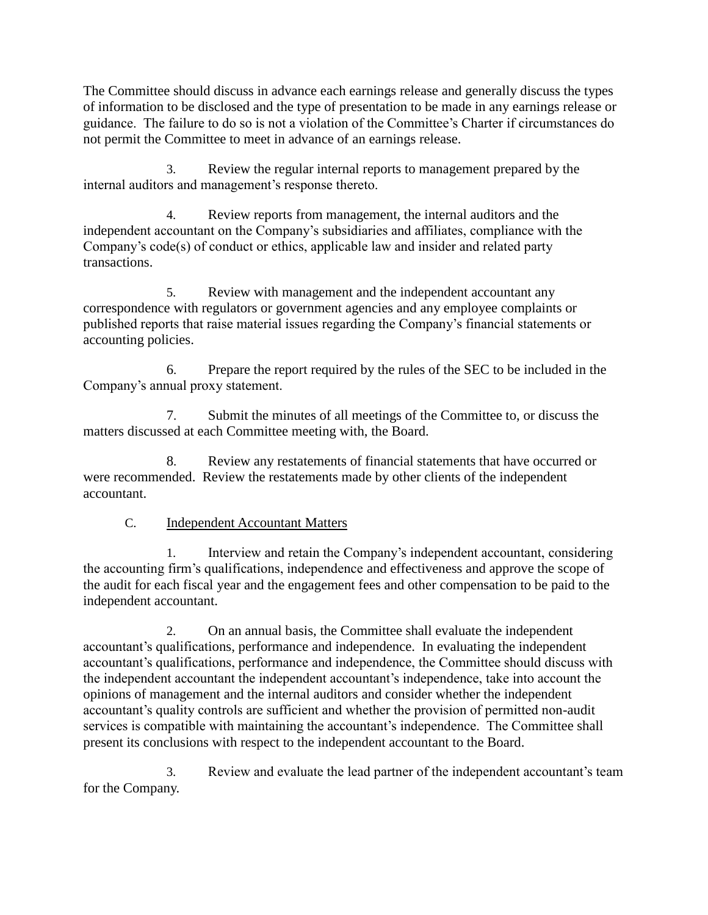The Committee should discuss in advance each earnings release and generally discuss the types of information to be disclosed and the type of presentation to be made in any earnings release or guidance. The failure to do so is not a violation of the Committee's Charter if circumstances do not permit the Committee to meet in advance of an earnings release.

3. Review the regular internal reports to management prepared by the internal auditors and management's response thereto.

4. Review reports from management, the internal auditors and the independent accountant on the Company's subsidiaries and affiliates, compliance with the Company's code(s) of conduct or ethics, applicable law and insider and related party transactions.

5. Review with management and the independent accountant any correspondence with regulators or government agencies and any employee complaints or published reports that raise material issues regarding the Company's financial statements or accounting policies.

6. Prepare the report required by the rules of the SEC to be included in the Company's annual proxy statement.

7. Submit the minutes of all meetings of the Committee to, or discuss the matters discussed at each Committee meeting with, the Board.

8. Review any restatements of financial statements that have occurred or were recommended. Review the restatements made by other clients of the independent accountant.

C. <u>Independent Accountant Matters</u>

1. Interview and retain the Company's independent accountant, considering the accounting firm's qualifications, independence and effectiveness and approve the scope of the audit for each fiscal year and the engagement fees and other compensation to be paid to the independent accountant.

2. On an annual basis, the Committee shall evaluate the independent accountant's qualifications, performance and independence. In evaluating the independent accountant's qualifications, performance and independence, the Committee should discuss with the independent accountant the independent accountant's independence, take into account the opinions of management and the internal auditors and consider whether the independent accountant's quality controls are sufficient and whether the provision of permitted non-audit services is compatible with maintaining the accountant's independence. The Committee shall present its conclusions with respect to the independent accountant to the Board.

3. Review and evaluate the lead partner of the independent accountant's team for the Company.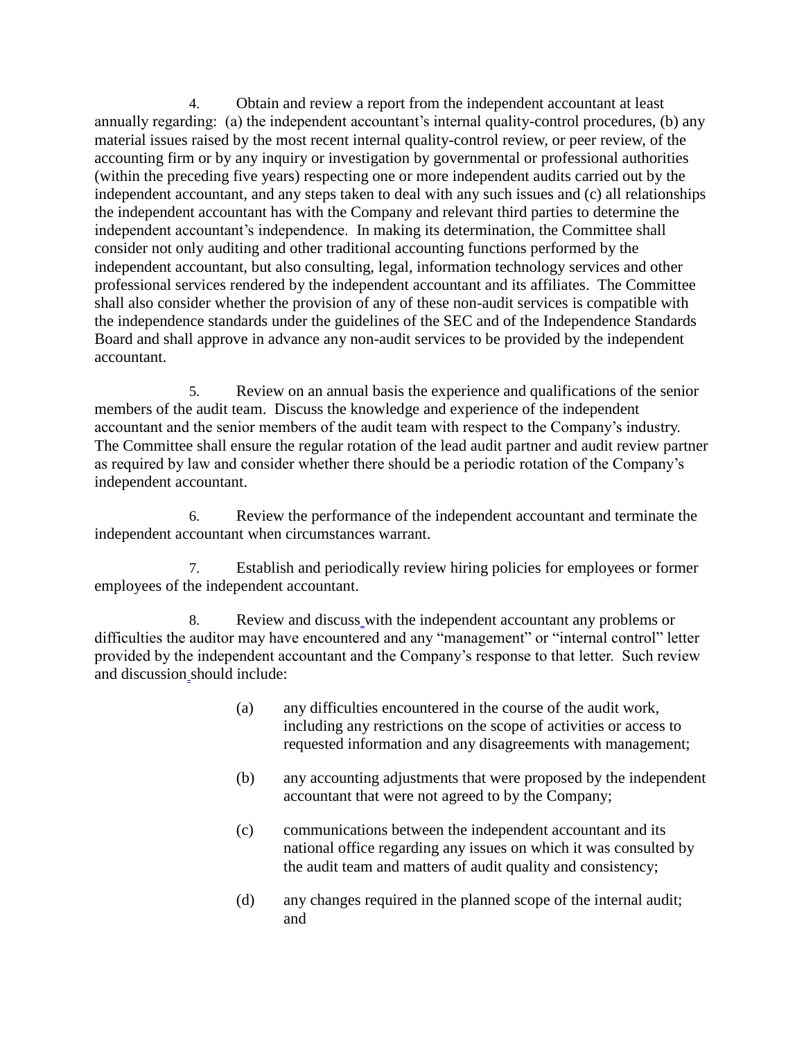4. Obtain and review a report from the independent accountant at least annually regarding: (a) the independent accountant's internal quality-control procedures, (b) any material issues raised by the most recent internal quality-control review, or peer review, of the accounting firm or by any inquiry or investigation by governmental or professional authorities (within the preceding five years) respecting one or more independent audits carried out by the independent accountant, and any steps taken to deal with any such issues and (c) all relationships the independent accountant has with the Company and relevant third parties to determine the independent accountant's independence. In making its determination, the Committee shall consider not only auditing and other traditional accounting functions performed by the independent accountant, but also consulting, legal, information technology services and other professional services rendered by the independent accountant and its affiliates. The Committee shall also consider whether the provision of any of these non-audit services is compatible with the independence standards under the guidelines of the SEC and of the Independence Standards Board and shall approve in advance any non-audit services to be provided by the independent accountant.

5. Review on an annual basis the experience and qualifications of the senior members of the audit team. Discuss the knowledge and experience of the independent accountant and the senior members of the audit team with respect to the Company's industry. The Committee shall ensure the regular rotation of the lead audit partner and audit review partner as required by law and consider whether there should be a periodic rotation of the Company's independent accountant.

6. Review the performance of the independent accountant and terminate the independent accountant when circumstances warrant.

7. Establish and periodically review hiring policies for employees or former employees of the independent accountant.

8. Review and discuss with the independent accountant any problems or difficulties the auditor may have encountered and any "management" or "internal control" letter provided by the independent accountant and the Company's response to that letter. Such review and discussion should include:

(a) any difficulties encountered in the course of the audit work, including any restrictions on the scope of activities or access to requested information and any disagreements with management;

(b) any accounting adjustments that were proposed by the independent accountant that were not agreed to by the Company;

(c) communications between the independent accountant and its national office regarding any issues on which it was consulted by the audit team and matters of audit quality and consistency;

(d) any changes required in the planned scope of the internal audit; and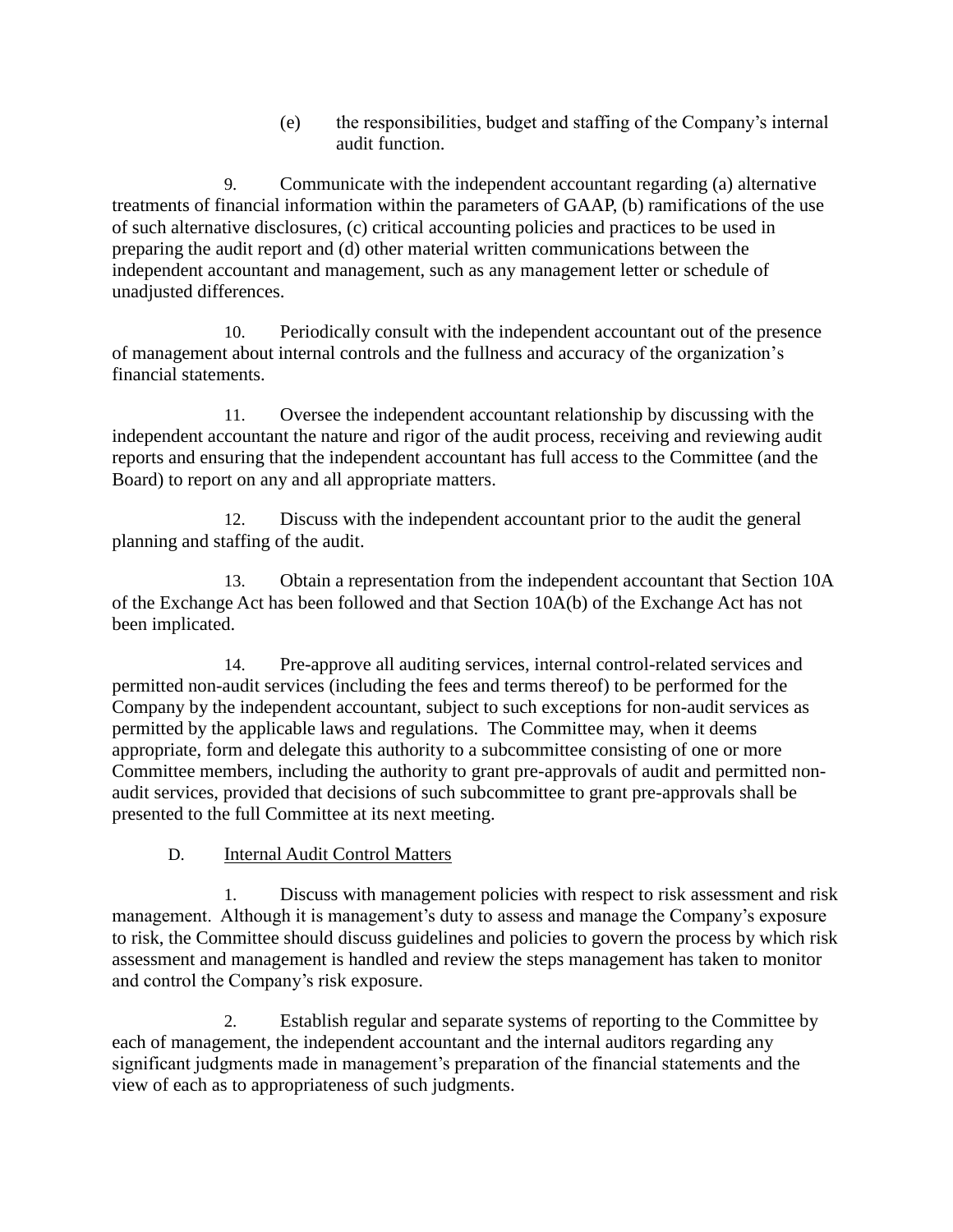(e) the responsibilities, budget and staffing of the Company's internal audit function.

9. Communicate with the independent accountant regarding (a) alternative treatments of financial information within the parameters of GAAP, (b) ramifications of the use of such alternative disclosures, (c) critical accounting policies and practices to be used in preparing the audit report and (d) other material written communications between the independent accountant and management, such as any management letter or schedule of unadjusted differences.

10. Periodically consult with the independent accountant out of the presence of management about internal controls and the fullness and accuracy of the organization's financial statements.

11. Oversee the independent accountant relationship by discussing with the independent accountant the nature and rigor of the audit process, receiving and reviewing audit reports and ensuring that the independent accountant has full access to the Committee (and the Board) to report on any and all appropriate matters.

12. Discuss with the independent accountant prior to the audit the general planning and staffing of the audit.

13. Obtain a representation from the independent accountant that Section 10A of the Exchange Act has been followed and that Section 10A(b) of the Exchange Act has not been implicated.

14. Pre-approve all auditing services, internal control-related services and permitted non-audit services (including the fees and terms thereof) to be performed for the Company by the independent accountant, subject to such exceptions for non-audit services as permitted by the applicable laws and regulations. The Committee may, when it deems appropriate, form and delegate this authority to a subcommittee consisting of one or more Committee members, including the authority to grant pre-approvals of audit and permitted non-audit services, provided that decisions of such subcommittee to grant pre-approvals shall be presented to the full Committee at its next meeting.

D. <u>Internal Audit Control Matters</u>

1. Discuss with management policies with respect to risk assessment and risk management. Although it is management's duty to assess and manage the Company's exposure to risk, the Committee should discuss guidelines and policies to govern the process by which risk assessment and management is handled and review the steps management has taken to monitor and control the Company's risk exposure.

2. Establish regular and separate systems of reporting to the Committee by each of management, the independent accountant and the internal auditors regarding any significant judgments made in management's preparation of the financial statements and the view of each as to appropriateness of such judgments.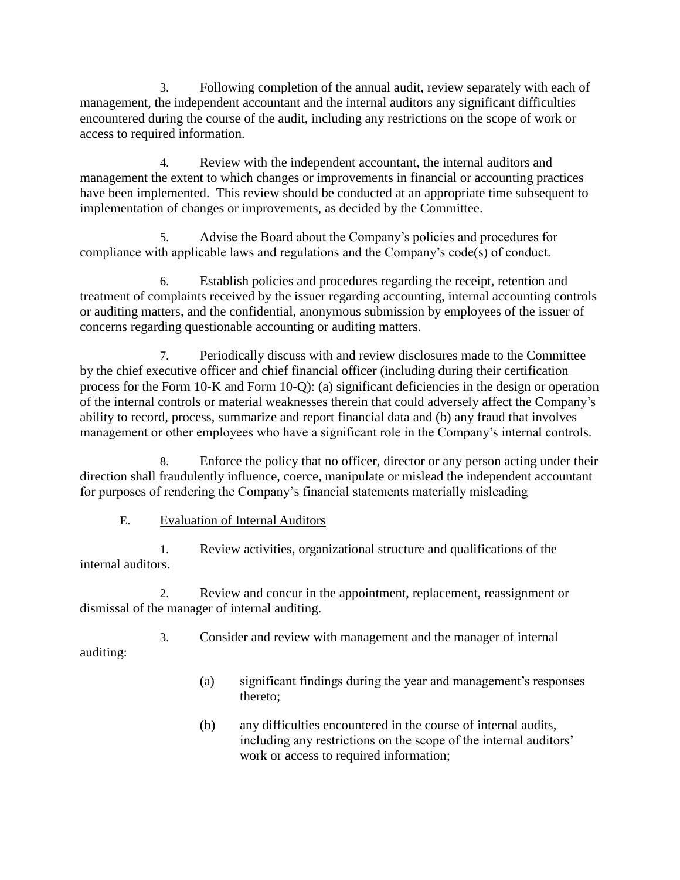3. Following completion of the annual audit, review separately with each of management, the independent accountant and the internal auditors any significant difficulties encountered during the course of the audit, including any restrictions on the scope of work or access to required information.

4. Review with the independent accountant, the internal auditors and management the extent to which changes or improvements in financial or accounting practices have been implemented. This review should be conducted at an appropriate time subsequent to implementation of changes or improvements, as decided by the Committee.

5. Advise the Board about the Company's policies and procedures for compliance with applicable laws and regulations and the Company's code(s) of conduct.

6. Establish policies and procedures regarding the receipt, retention and treatment of complaints received by the issuer regarding accounting, internal accounting controls or auditing matters, and the confidential, anonymous submission by employees of the issuer of concerns regarding questionable accounting or auditing matters.

7. Periodically discuss with and review disclosures made to the Committee by the chief executive officer and chief financial officer (including during their certification process for the Form 10-K and Form 10-Q): (a) significant deficiencies in the design or operation of the internal controls or material weaknesses therein that could adversely affect the Company's ability to record, process, summarize and report financial data and (b) any fraud that involves management or other employees who have a significant role in the Company's internal controls.

8. Enforce the policy that no officer, director or any person acting under their direction shall fraudulently influence, coerce, manipulate or mislead the independent accountant for purposes of rendering the Company's financial statements materially misleading

E. <u>Evaluation of Internal Auditors</u>

1. Review activities, organizational structure and qualifications of the internal auditors.

2. Review and concur in the appointment, replacement, reassignment or dismissal of the manager of internal auditing.

3. Consider and review with management and the manager of internal auditing:

   (a) significant findings during the year and management's responses thereto;

   (b) any difficulties encountered in the course of internal audits, including any restrictions on the scope of the internal auditors' work or access to required information;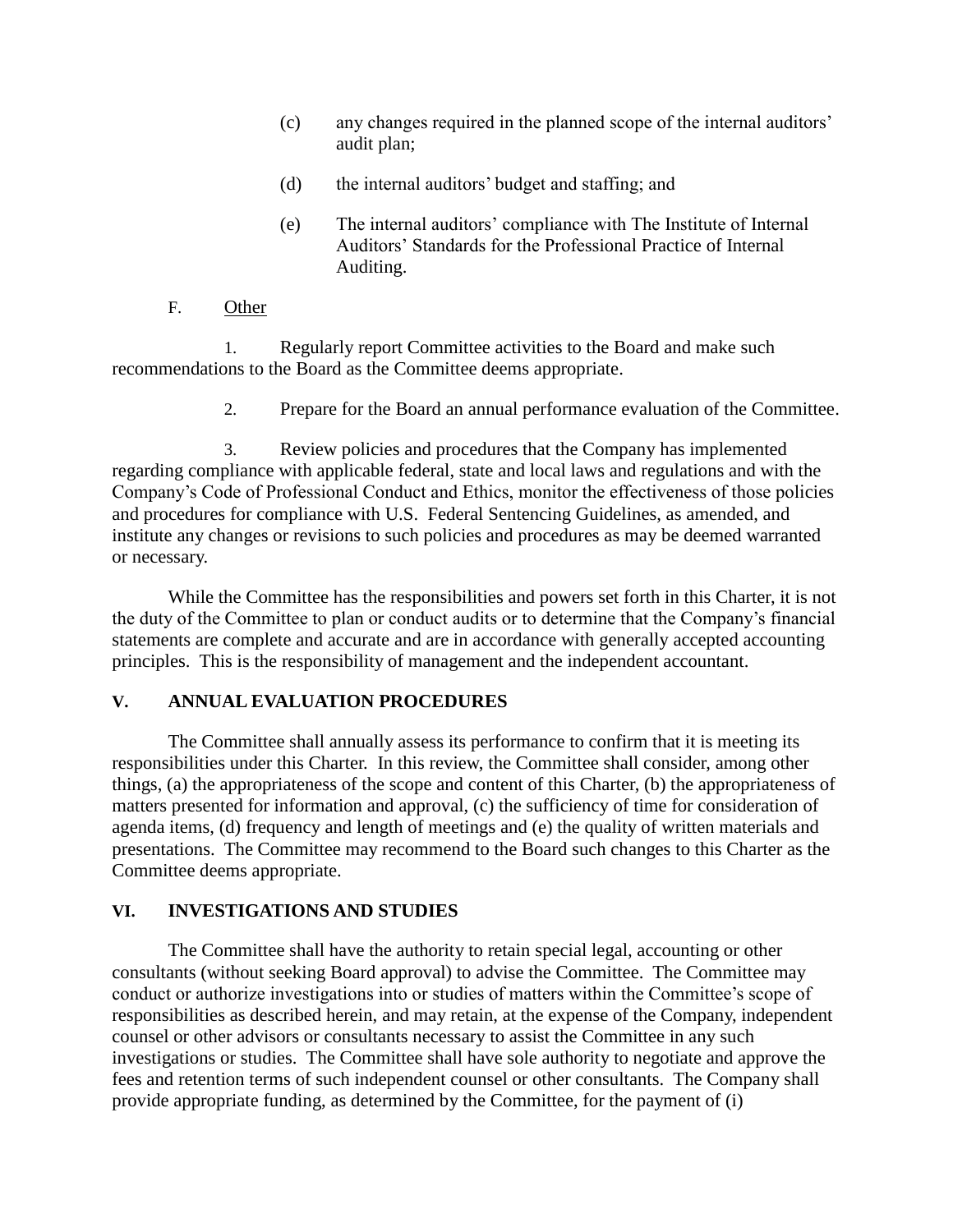(c) any changes required in the planned scope of the internal auditors' audit plan;

(d) the internal auditors' budget and staffing; and

(e) The internal auditors' compliance with The Institute of Internal Auditors' Standards for the Professional Practice of Internal Auditing.

F. Other

1. Regularly report Committee activities to the Board and make such recommendations to the Board as the Committee deems appropriate.

2. Prepare for the Board an annual performance evaluation of the Committee.

3. Review policies and procedures that the Company has implemented regarding compliance with applicable federal, state and local laws and regulations and with the Company's Code of Professional Conduct and Ethics, monitor the effectiveness of those policies and procedures for compliance with U.S. Federal Sentencing Guidelines, as amended, and institute any changes or revisions to such policies and procedures as may be deemed warranted or necessary.

While the Committee has the responsibilities and powers set forth in this Charter, it is not the duty of the Committee to plan or conduct audits or to determine that the Company's financial statements are complete and accurate and are in accordance with generally accepted accounting principles. This is the responsibility of management and the independent accountant.

## V. ANNUAL EVALUATION PROCEDURES

The Committee shall annually assess its performance to confirm that it is meeting its responsibilities under this Charter. In this review, the Committee shall consider, among other things, (a) the appropriateness of the scope and content of this Charter, (b) the appropriateness of matters presented for information and approval, (c) the sufficiency of time for consideration of agenda items, (d) frequency and length of meetings and (e) the quality of written materials and presentations. The Committee may recommend to the Board such changes to this Charter as the Committee deems appropriate.

## VI. INVESTIGATIONS AND STUDIES

The Committee shall have the authority to retain special legal, accounting or other consultants (without seeking Board approval) to advise the Committee. The Committee may conduct or authorize investigations into or studies of matters within the Committee's scope of responsibilities as described herein, and may retain, at the expense of the Company, independent counsel or other advisors or consultants necessary to assist the Committee in any such investigations or studies. The Committee shall have sole authority to negotiate and approve the fees and retention terms of such independent counsel or other consultants. The Company shall provide appropriate funding, as determined by the Committee, for the payment of (i)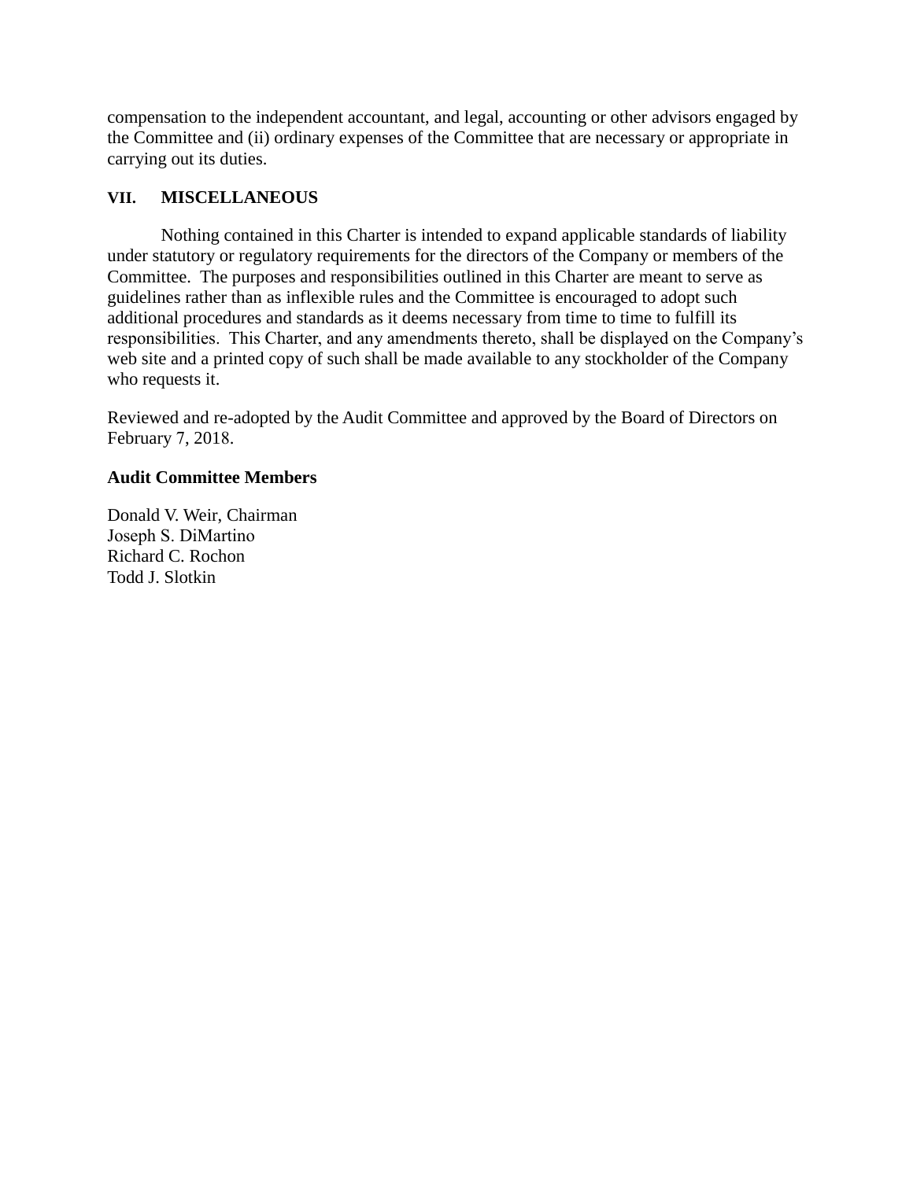compensation to the independent accountant, and legal, accounting or other advisors engaged by the Committee and (ii) ordinary expenses of the Committee that are necessary or appropriate in carrying out its duties.

## VII. MISCELLANEOUS

Nothing contained in this Charter is intended to expand applicable standards of liability under statutory or regulatory requirements for the directors of the Company or members of the Committee. The purposes and responsibilities outlined in this Charter are meant to serve as guidelines rather than as inflexible rules and the Committee is encouraged to adopt such additional procedures and standards as it deems necessary from time to time to fulfill its responsibilities. This Charter, and any amendments thereto, shall be displayed on the Company's web site and a printed copy of such shall be made available to any stockholder of the Company who requests it.

Reviewed and re-adopted by the Audit Committee and approved by the Board of Directors on February 7, 2018.

**Audit Committee Members**

Donald V. Weir, Chairman
Joseph S. DiMartino
Richard C. Rochon
Todd J. Slotkin